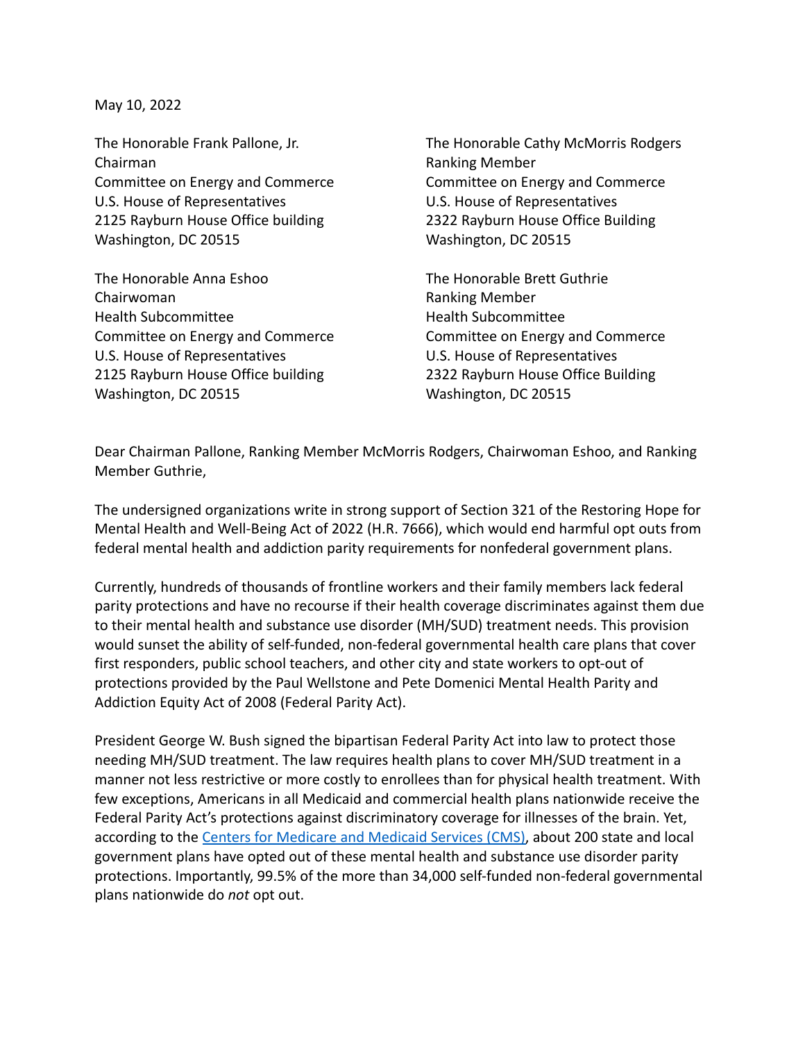May 10, 2022

The Honorable Frank Pallone, Jr.
Chairman
Committee on Energy and Commerce
U.S. House of Representatives
2125 Rayburn House Office building
Washington, DC 20515

The Honorable Cathy McMorris Rodgers
Ranking Member
Committee on Energy and Commerce
U.S. House of Representatives
2322 Rayburn House Office Building
Washington, DC 20515

The Honorable Anna Eshoo
Chairwoman
Health Subcommittee
Committee on Energy and Commerce
U.S. House of Representatives
2125 Rayburn House Office building
Washington, DC 20515

The Honorable Brett Guthrie
Ranking Member
Health Subcommittee
Committee on Energy and Commerce
U.S. House of Representatives
2322 Rayburn House Office Building
Washington, DC 20515

Dear Chairman Pallone, Ranking Member McMorris Rodgers, Chairwoman Eshoo, and Ranking Member Guthrie,

The undersigned organizations write in strong support of Section 321 of the Restoring Hope for Mental Health and Well-Being Act of 2022 (H.R. 7666), which would end harmful opt outs from federal mental health and addiction parity requirements for nonfederal government plans.

Currently, hundreds of thousands of frontline workers and their family members lack federal parity protections and have no recourse if their health coverage discriminates against them due to their mental health and substance use disorder (MH/SUD) treatment needs. This provision would sunset the ability of self-funded, non-federal governmental health care plans that cover first responders, public school teachers, and other city and state workers to opt-out of protections provided by the Paul Wellstone and Pete Domenici Mental Health Parity and Addiction Equity Act of 2008 (Federal Parity Act).

President George W. Bush signed the bipartisan Federal Parity Act into law to protect those needing MH/SUD treatment. The law requires health plans to cover MH/SUD treatment in a manner not less restrictive or more costly to enrollees than for physical health treatment. With few exceptions, Americans in all Medicaid and commercial health plans nationwide receive the Federal Parity Act's protections against discriminatory coverage for illnesses of the brain. Yet, according to the [Centers for Medicare and Medicaid Services (CMS)](), about 200 state and local government plans have opted out of these mental health and substance use disorder parity protections. Importantly, 99.5% of the more than 34,000 self-funded non-federal governmental plans nationwide do *not* opt out.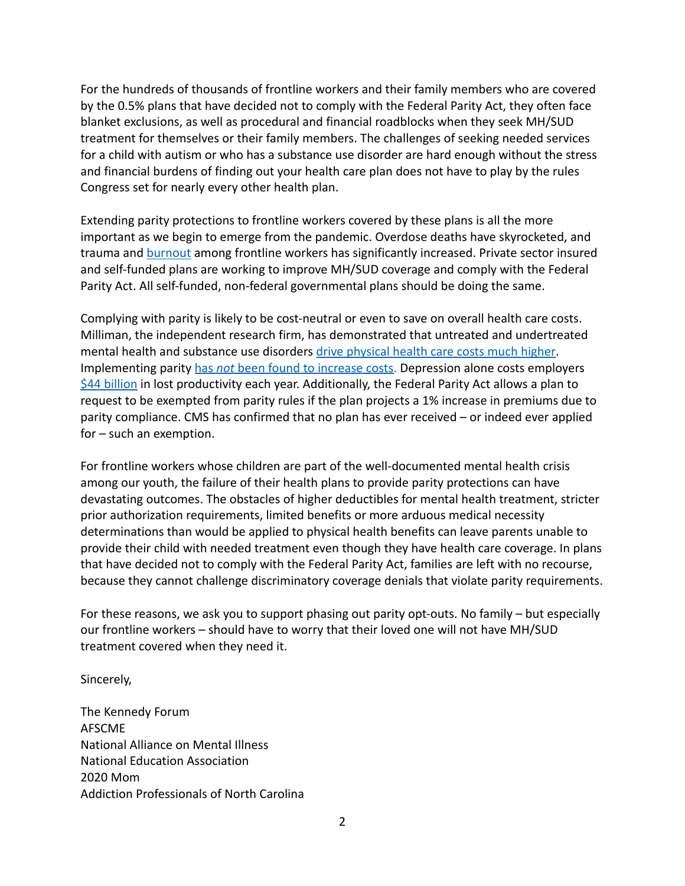For the hundreds of thousands of frontline workers and their family members who are covered by the 0.5% plans that have decided not to comply with the Federal Parity Act, they often face blanket exclusions, as well as procedural and financial roadblocks when they seek MH/SUD treatment for themselves or their family members. The challenges of seeking needed services for a child with autism or who has a substance use disorder are hard enough without the stress and financial burdens of finding out your health care plan does not have to play by the rules Congress set for nearly every other health plan.

Extending parity protections to frontline workers covered by these plans is all the more important as we begin to emerge from the pandemic. Overdose deaths have skyrocketed, and trauma and burnout among frontline workers has significantly increased. Private sector insured and self-funded plans are working to improve MH/SUD coverage and comply with the Federal Parity Act. All self-funded, non-federal governmental plans should be doing the same.

Complying with parity is likely to be cost-neutral or even to save on overall health care costs. Milliman, the independent research firm, has demonstrated that untreated and undertreated mental health and substance use disorders drive physical health care costs much higher. Implementing parity has *not* been found to increase costs. Depression alone costs employers $44 billion in lost productivity each year. Additionally, the Federal Parity Act allows a plan to request to be exempted from parity rules if the plan projects a 1% increase in premiums due to parity compliance. CMS has confirmed that no plan has ever received – or indeed ever applied for – such an exemption.

For frontline workers whose children are part of the well-documented mental health crisis among our youth, the failure of their health plans to provide parity protections can have devastating outcomes. The obstacles of higher deductibles for mental health treatment, stricter prior authorization requirements, limited benefits or more arduous medical necessity determinations than would be applied to physical health benefits can leave parents unable to provide their child with needed treatment even though they have health care coverage. In plans that have decided not to comply with the Federal Parity Act, families are left with no recourse, because they cannot challenge discriminatory coverage denials that violate parity requirements.

For these reasons, we ask you to support phasing out parity opt-outs. No family – but especially our frontline workers – should have to worry that their loved one will not have MH/SUD treatment covered when they need it.

Sincerely,

The Kennedy Forum
AFSCME
National Alliance on Mental Illness
National Education Association
2020 Mom
Addiction Professionals of North Carolina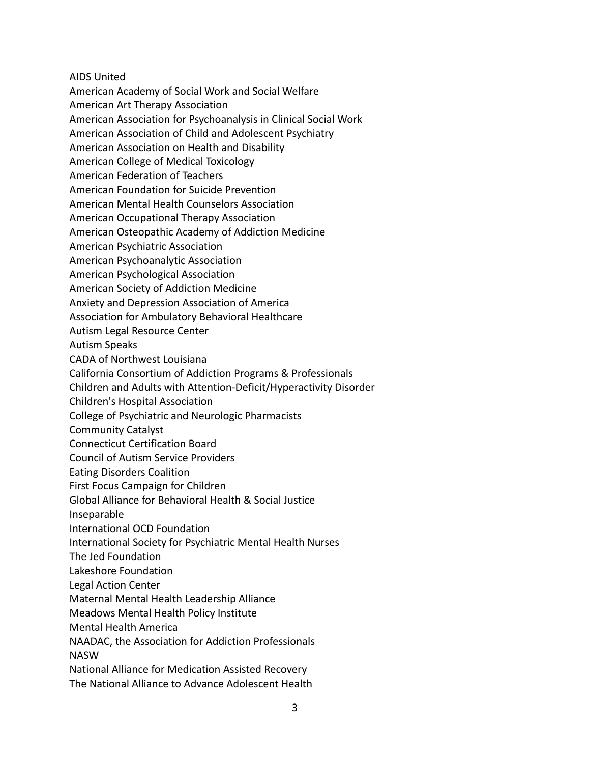AIDS United
American Academy of Social Work and Social Welfare
American Art Therapy Association
American Association for Psychoanalysis in Clinical Social Work
American Association of Child and Adolescent Psychiatry
American Association on Health and Disability
American College of Medical Toxicology
American Federation of Teachers
American Foundation for Suicide Prevention
American Mental Health Counselors Association
American Occupational Therapy Association
American Osteopathic Academy of Addiction Medicine
American Psychiatric Association
American Psychoanalytic Association
American Psychological Association
American Society of Addiction Medicine
Anxiety and Depression Association of America
Association for Ambulatory Behavioral Healthcare
Autism Legal Resource Center
Autism Speaks
CADA of Northwest Louisiana
California Consortium of Addiction Programs & Professionals
Children and Adults with Attention-Deficit/Hyperactivity Disorder
Children's Hospital Association
College of Psychiatric and Neurologic Pharmacists
Community Catalyst
Connecticut Certification Board
Council of Autism Service Providers
Eating Disorders Coalition
First Focus Campaign for Children
Global Alliance for Behavioral Health & Social Justice
Inseparable
International OCD Foundation
International Society for Psychiatric Mental Health Nurses
The Jed Foundation
Lakeshore Foundation
Legal Action Center
Maternal Mental Health Leadership Alliance
Meadows Mental Health Policy Institute
Mental Health America
NAADAC, the Association for Addiction Professionals
NASW
National Alliance for Medication Assisted Recovery
The National Alliance to Advance Adolescent Health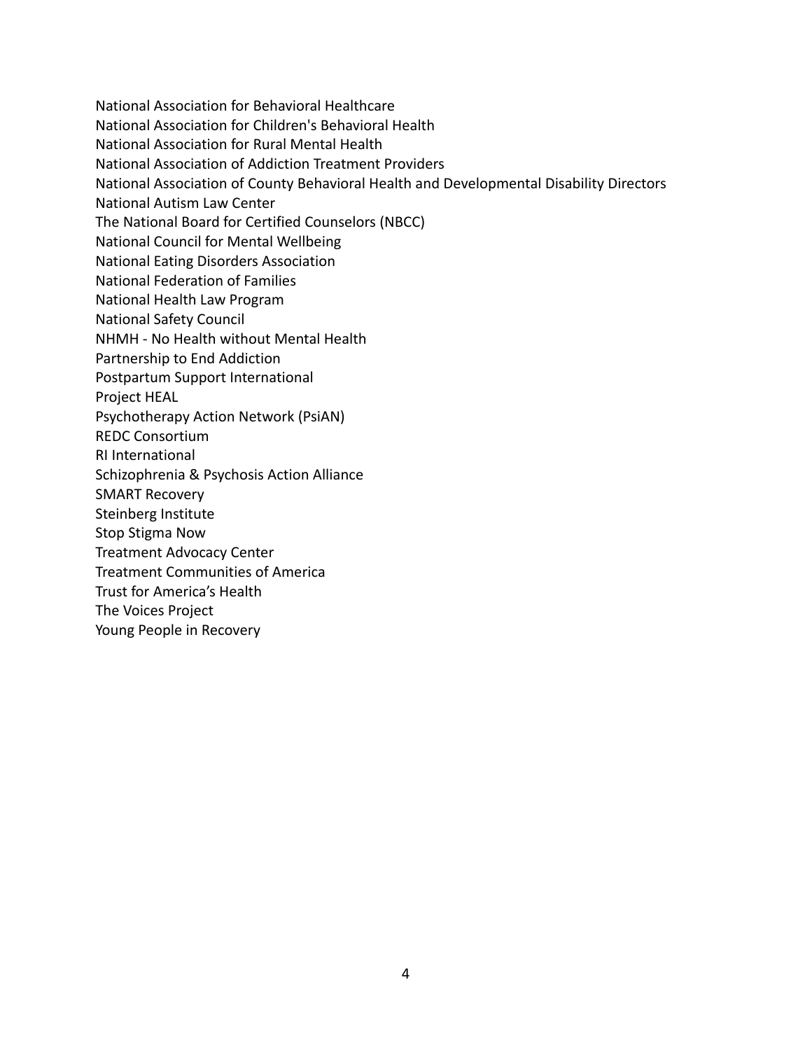National Association for Behavioral Healthcare
National Association for Children's Behavioral Health
National Association for Rural Mental Health
National Association of Addiction Treatment Providers
National Association of County Behavioral Health and Developmental Disability Directors
National Autism Law Center
The National Board for Certified Counselors (NBCC)
National Council for Mental Wellbeing
National Eating Disorders Association
National Federation of Families
National Health Law Program
National Safety Council
NHMH - No Health without Mental Health
Partnership to End Addiction
Postpartum Support International
Project HEAL
Psychotherapy Action Network (PsiAN)
REDC Consortium
RI International
Schizophrenia & Psychosis Action Alliance
SMART Recovery
Steinberg Institute
Stop Stigma Now
Treatment Advocacy Center
Treatment Communities of America
Trust for America's Health
The Voices Project
Young People in Recovery